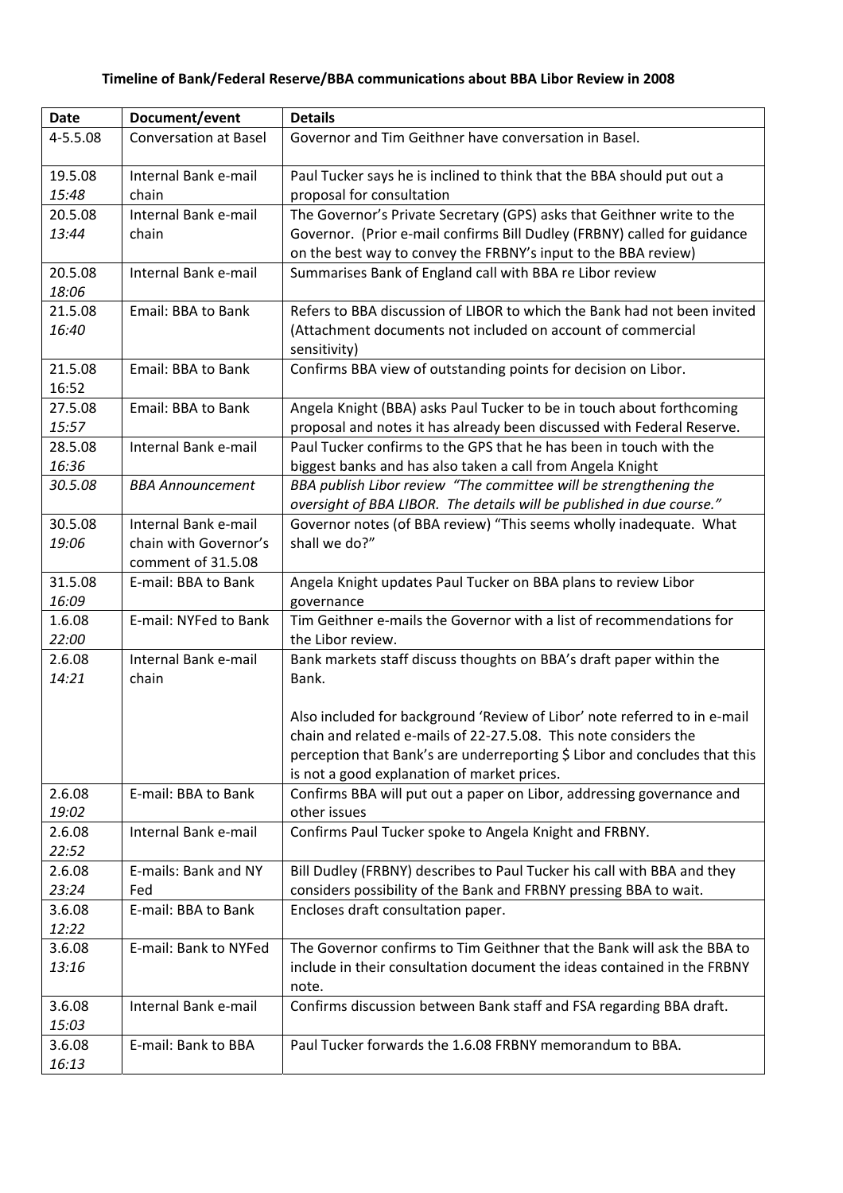**Timeline of Bank/Federal Reserve/BBA communications about BBA Libor Review in 2008**

| Date | Document/event | Details |
|---|---|---|
| 4-5.5.08 | Conversation at Basel | Governor and Tim Geithner have conversation in Basel. |
| 19.5.08 *15:48* | Internal Bank e-mail chain | Paul Tucker says he is inclined to think that the BBA should put out a proposal for consultation |
| 20.5.08 *13:44* | Internal Bank e-mail chain | The Governor's Private Secretary (GPS) asks that Geithner write to the Governor. (Prior e-mail confirms Bill Dudley (FRBNY) called for guidance on the best way to convey the FRBNY's input to the BBA review) |
| 20.5.08 *18:06* | Internal Bank e-mail | Summarises Bank of England call with BBA re Libor review |
| 21.5.08 *16:40* | Email: BBA to Bank | Refers to BBA discussion of LIBOR to which the Bank had not been invited (Attachment documents not included on account of commercial sensitivity) |
| 21.5.08 16:52 | Email: BBA to Bank | Confirms BBA view of outstanding points for decision on Libor. |
| 27.5.08 *15:57* | Email: BBA to Bank | Angela Knight (BBA) asks Paul Tucker to be in touch about forthcoming proposal and notes it has already been discussed with Federal Reserve. |
| 28.5.08 *16:36* | Internal Bank e-mail | Paul Tucker confirms to the GPS that he has been in touch with the biggest banks and has also taken a call from Angela Knight |
| *30.5.08* | *BBA Announcement* | *BBA publish Libor review "The committee will be strengthening the oversight of BBA LIBOR. The details will be published in due course."* |
| 30.5.08 *19:06* | Internal Bank e-mail chain with Governor's comment of 31.5.08 | Governor notes (of BBA review) "This seems wholly inadequate. What shall we do?" |
| 31.5.08 *16:09* | E-mail: BBA to Bank | Angela Knight updates Paul Tucker on BBA plans to review Libor governance |
| 1.6.08 *22:00* | E-mail: NYFed to Bank | Tim Geithner e-mails the Governor with a list of recommendations for the Libor review. |
| 2.6.08 *14:21* | Internal Bank e-mail chain | Bank markets staff discuss thoughts on BBA's draft paper within the Bank.<br><br>Also included for background 'Review of Libor' note referred to in e-mail chain and related e-mails of 22-27.5.08. This note considers the perception that Bank's are underreporting $ Libor and concludes that this is not a good explanation of market prices. |
| 2.6.08 *19:02* | E-mail: BBA to Bank | Confirms BBA will put out a paper on Libor, addressing governance and other issues |
| 2.6.08 *22:52* | Internal Bank e-mail | Confirms Paul Tucker spoke to Angela Knight and FRBNY. |
| 2.6.08 *23:24* | E-mails: Bank and NY Fed | Bill Dudley (FRBNY) describes to Paul Tucker his call with BBA and they considers possibility of the Bank and FRBNY pressing BBA to wait. |
| 3.6.08 *12:22* | E-mail: BBA to Bank | Encloses draft consultation paper. |
| 3.6.08 *13:16* | E-mail: Bank to NYFed | The Governor confirms to Tim Geithner that the Bank will ask the BBA to include in their consultation document the ideas contained in the FRBNY note. |
| 3.6.08 *15:03* | Internal Bank e-mail | Confirms discussion between Bank staff and FSA regarding BBA draft. |
| 3.6.08 *16:13* | E-mail: Bank to BBA | Paul Tucker forwards the 1.6.08 FRBNY memorandum to BBA. |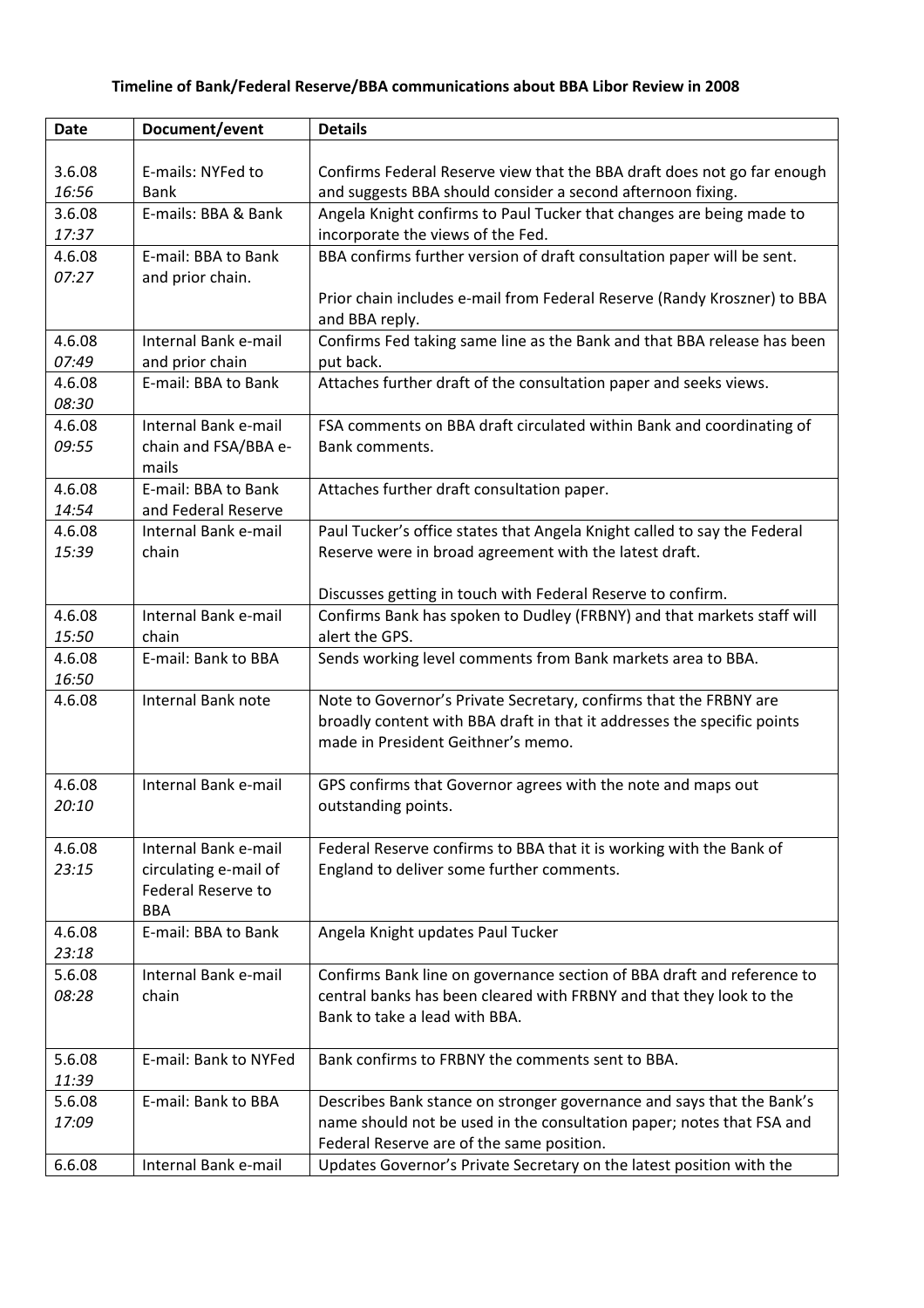**Timeline of Bank/Federal Reserve/BBA communications about BBA Libor Review in 2008**

| Date | Document/event | Details |
|---|---|---|
| 3.6.08 *16:56* | E-mails: NYFed to Bank | Confirms Federal Reserve view that the BBA draft does not go far enough and suggests BBA should consider a second afternoon fixing. |
| 3.6.08 *17:37* | E-mails: BBA & Bank | Angela Knight confirms to Paul Tucker that changes are being made to incorporate the views of the Fed. |
| 4.6.08 *07:27* | E-mail: BBA to Bank and prior chain. | BBA confirms further version of draft consultation paper will be sent.<br><br>Prior chain includes e-mail from Federal Reserve (Randy Kroszner) to BBA and BBA reply. |
| 4.6.08 *07:49* | Internal Bank e-mail and prior chain | Confirms Fed taking same line as the Bank and that BBA release has been put back. |
| 4.6.08 *08:30* | E-mail: BBA to Bank | Attaches further draft of the consultation paper and seeks views. |
| 4.6.08 *09:55* | Internal Bank e-mail chain and FSA/BBA e-mails | FSA comments on BBA draft circulated within Bank and coordinating of Bank comments. |
| 4.6.08 *14:54* | E-mail: BBA to Bank and Federal Reserve | Attaches further draft consultation paper. |
| 4.6.08 *15:39* | Internal Bank e-mail chain | Paul Tucker's office states that Angela Knight called to say the Federal Reserve were in broad agreement with the latest draft.<br><br>Discusses getting in touch with Federal Reserve to confirm. |
| 4.6.08 *15:50* | Internal Bank e-mail chain | Confirms Bank has spoken to Dudley (FRBNY) and that markets staff will alert the GPS. |
| 4.6.08 *16:50* | E-mail: Bank to BBA | Sends working level comments from Bank markets area to BBA. |
| 4.6.08 | Internal Bank note | Note to Governor's Private Secretary, confirms that the FRBNY are broadly content with BBA draft in that it addresses the specific points made in President Geithner's memo. |
| 4.6.08 *20:10* | Internal Bank e-mail | GPS confirms that Governor agrees with the note and maps out outstanding points. |
| 4.6.08 *23:15* | Internal Bank e-mail circulating e-mail of Federal Reserve to BBA | Federal Reserve confirms to BBA that it is working with the Bank of England to deliver some further comments. |
| 4.6.08 *23:18* | E-mail: BBA to Bank | Angela Knight updates Paul Tucker |
| 5.6.08 *08:28* | Internal Bank e-mail chain | Confirms Bank line on governance section of BBA draft and reference to central banks has been cleared with FRBNY and that they look to the Bank to take a lead with BBA. |
| 5.6.08 *11:39* | E-mail: Bank to NYFed | Bank confirms to FRBNY the comments sent to BBA. |
| 5.6.08 *17:09* | E-mail: Bank to BBA | Describes Bank stance on stronger governance and says that the Bank's name should not be used in the consultation paper; notes that FSA and Federal Reserve are of the same position. |
| 6.6.08 | Internal Bank e-mail | Updates Governor's Private Secretary on the latest position with the |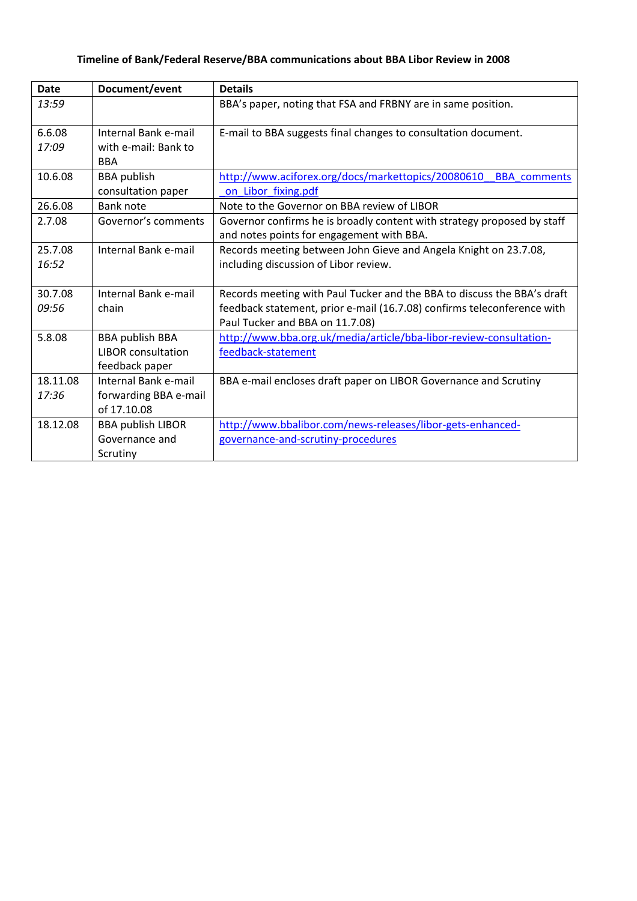**Timeline of Bank/Federal Reserve/BBA communications about BBA Libor Review in 2008**

| Date | Document/event | Details |
|---|---|---|
| *13:59* | | BBA's paper, noting that FSA and FRBNY are in same position. |
| 6.6.08 *17:09* | Internal Bank e-mail with e-mail: Bank to BBA | E-mail to BBA suggests final changes to consultation document. |
| 10.6.08 | BBA publish consultation paper | http://www.aciforex.org/docs/markettopics/20080610__BBA_comments_on_Libor_fixing.pdf |
| 26.6.08 | Bank note | Note to the Governor on BBA review of LIBOR |
| 2.7.08 | Governor's comments | Governor confirms he is broadly content with strategy proposed by staff and notes points for engagement with BBA. |
| 25.7.08 *16:52* | Internal Bank e-mail | Records meeting between John Gieve and Angela Knight on 23.7.08, including discussion of Libor review. |
| 30.7.08 *09:56* | Internal Bank e-mail chain | Records meeting with Paul Tucker and the BBA to discuss the BBA's draft feedback statement, prior e-mail (16.7.08) confirms teleconference with Paul Tucker and BBA on 11.7.08) |
| 5.8.08 | BBA publish BBA LIBOR consultation feedback paper | http://www.bba.org.uk/media/article/bba-libor-review-consultation-feedback-statement |
| 18.11.08 *17:36* | Internal Bank e-mail forwarding BBA e-mail of 17.10.08 | BBA e-mail encloses draft paper on LIBOR Governance and Scrutiny |
| 18.12.08 | BBA publish LIBOR Governance and Scrutiny | http://www.bbalibor.com/news-releases/libor-gets-enhanced-governance-and-scrutiny-procedures |